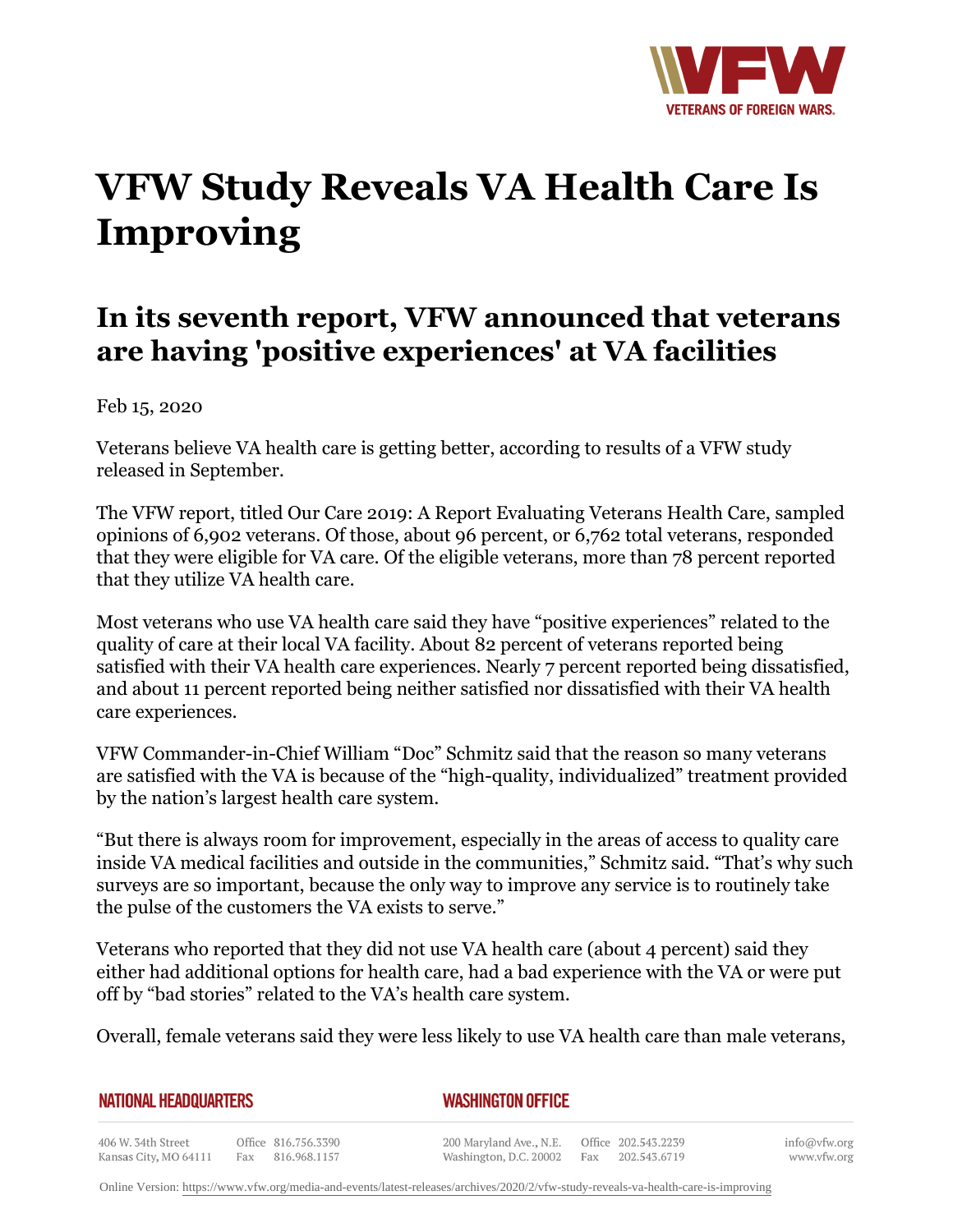# VFW Study Reveals VA Health Care Is Improving

## In its seventh report, VFW announced that veterans are having 'positive experiences' at VA facilities

Feb 15, 2020

Veterans believe VA health care is getting better, according to results of a VFW study released in September.

The VFW report, titled Our Care 2019: A Report Evaluating Veterans Health Care, sampled opinions of 6,902 veterans. Of those, about 96 percent, or 6,762 total veterans, responded that they were eligible for VA care. Of the eligible veterans, more than 78 percent reported that they utilize VA health care.

Most veterans who use VA health care said they have "positive experiences" related to the quality of care at their local VA facility. About 82 percent of veterans reported being satisfied with their VA health care experiences. Nearly 7 percent reported being dissatisfied, and about 11 percent reported being neither satisfied nor dissatisfied with their VA health care experiences.

VFW Commander-in-Chief William "Doc" Schmitz said that the reason so many veterans are satisfied with the VA is because of the "high-quality, individualized" treatment provided by the nation's largest health care system.

"But there is always room for improvement, especially in the areas of access to quality care inside VA medical facilities and outside in the communities," Schmitz said. "That's why such surveys are so important, because the only way to improve any service is to routinely take the pulse of the customers the VA exists to serve."

Veterans who reported that they did not use VA health care (about 4 percent) said they either had additional options for health care, had a bad experience with the VA or were put off by "bad stories" related to the VA's health care system.

Overall, female veterans said they were less likely to use VA health care than male veterans,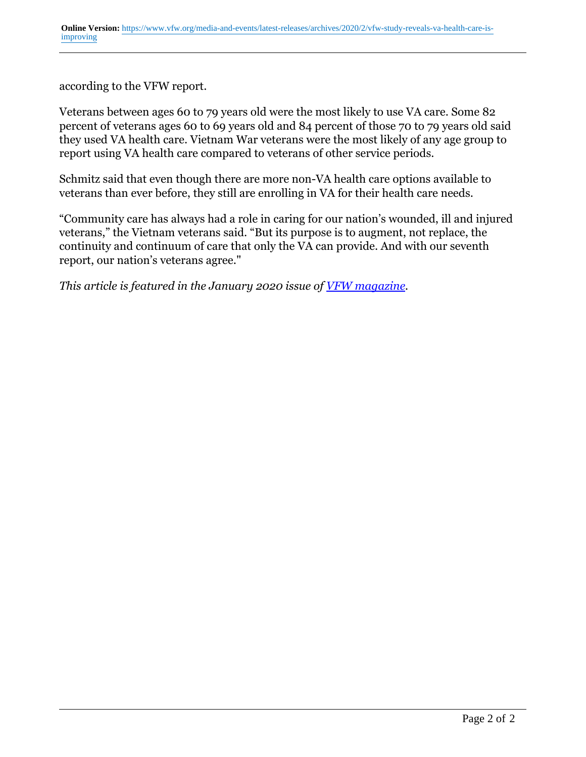according to the VFW report.

Veterans between ages 60 to 79 years old were the most likely to use VA care. Some 82 percent of veterans ages 60 to 69 years old and 84 percent of those 70 to 79 years old said they used VA health care. Vietnam War veterans were the most likely of any age group to report using VA health care compared to veterans of other service periods.

Schmitz said that even though there are more non-VA health care options available to veterans than ever before, they still are enrolling in VA for their health care needs.

“Community care has always had a role in caring for our nation’s wounded, ill and injured veterans,” the Vietnam veterans said. “But its purpose is to augment, not replace, the continuity and continuum of care that only the VA can provide. And with our seventh report, our nation’s veterans agree."

*This article is featured in the January 2020 issue of [VFW magazine](VFW magazine).*